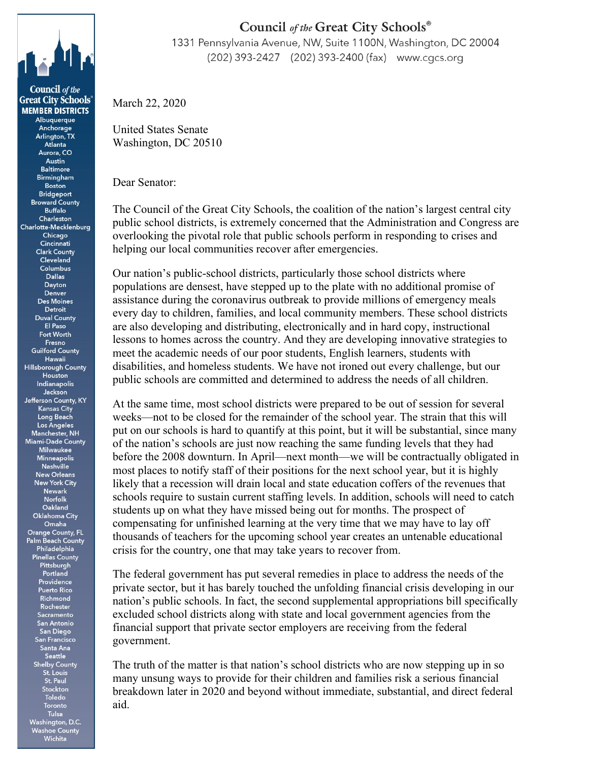# Council *of the* Great City Schools®

1331 Pennsylvania Avenue, NW, Suite 1100N, Washington, DC 20004
(202) 393-2427 (202) 393-2400 (fax) www.cgcs.org

**Council of the Great City Schools® MEMBER DISTRICTS**

Albuquerque
Anchorage
Arlington, TX
Atlanta
Aurora, CO
Austin
Baltimore
Birmingham
Boston
Bridgeport
Broward County
Buffalo
Charleston
Charlotte-Mecklenburg
Chicago
Cincinnati
Clark County
Cleveland
Columbus
Dallas
Dayton
Denver
Des Moines
Detroit
Duval County
El Paso
Fort Worth
Fresno
Guilford County
Hawaii
Hillsborough County
Houston
Indianapolis
Jackson
Jefferson County, KY
Kansas City
Long Beach
Los Angeles
Manchester, NH
Miami-Dade County
Milwaukee
Minneapolis
Nashville
New Orleans
New York City
Newark
Norfolk
Oakland
Oklahoma City
Omaha
Orange County, FL
Palm Beach County
Philadelphia
Pinellas County
Pittsburgh
Portland
Providence
Puerto Rico
Richmond
Rochester
Sacramento
San Antonio
San Diego
San Francisco
Santa Ana
Seattle
Shelby County
St. Louis
St. Paul
Stockton
Toledo
Toronto
Tulsa
Washington, D.C.
Washoe County
Wichita

March 22, 2020

United States Senate
Washington, DC 20510

Dear Senator:

The Council of the Great City Schools, the coalition of the nation's largest central city public school districts, is extremely concerned that the Administration and Congress are overlooking the pivotal role that public schools perform in responding to crises and helping our local communities recover after emergencies.

Our nation's public-school districts, particularly those school districts where populations are densest, have stepped up to the plate with no additional promise of assistance during the coronavirus outbreak to provide millions of emergency meals every day to children, families, and local community members. These school districts are also developing and distributing, electronically and in hard copy, instructional lessons to homes across the country. And they are developing innovative strategies to meet the academic needs of our poor students, English learners, students with disabilities, and homeless students. We have not ironed out every challenge, but our public schools are committed and determined to address the needs of all children.

At the same time, most school districts were prepared to be out of session for several weeks—not to be closed for the remainder of the school year. The strain that this will put on our schools is hard to quantify at this point, but it will be substantial, since many of the nation's schools are just now reaching the same funding levels that they had before the 2008 downturn. In April—next month—we will be contractually obligated in most places to notify staff of their positions for the next school year, but it is highly likely that a recession will drain local and state education coffers of the revenues that schools require to sustain current staffing levels. In addition, schools will need to catch students up on what they have missed being out for months. The prospect of compensating for unfinished learning at the very time that we may have to lay off thousands of teachers for the upcoming school year creates an untenable educational crisis for the country, one that may take years to recover from.

The federal government has put several remedies in place to address the needs of the private sector, but it has barely touched the unfolding financial crisis developing in our nation's public schools. In fact, the second supplemental appropriations bill specifically excluded school districts along with state and local government agencies from the financial support that private sector employers are receiving from the federal government.

The truth of the matter is that nation's school districts who are now stepping up in so many unsung ways to provide for their children and families risk a serious financial breakdown later in 2020 and beyond without immediate, substantial, and direct federal aid.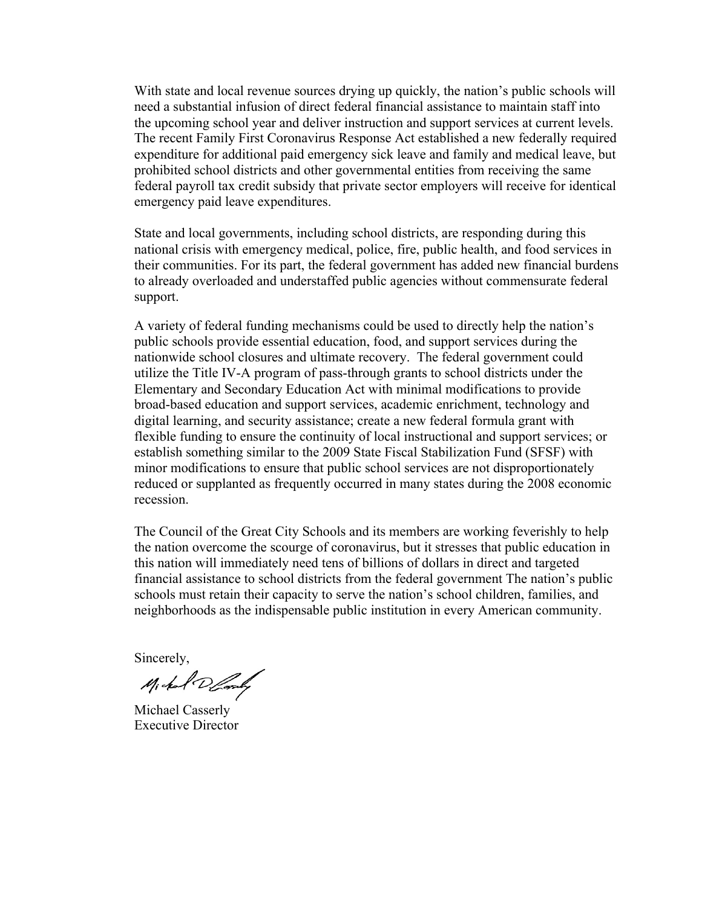With state and local revenue sources drying up quickly, the nation's public schools will need a substantial infusion of direct federal financial assistance to maintain staff into the upcoming school year and deliver instruction and support services at current levels. The recent Family First Coronavirus Response Act established a new federally required expenditure for additional paid emergency sick leave and family and medical leave, but prohibited school districts and other governmental entities from receiving the same federal payroll tax credit subsidy that private sector employers will receive for identical emergency paid leave expenditures.

State and local governments, including school districts, are responding during this national crisis with emergency medical, police, fire, public health, and food services in their communities. For its part, the federal government has added new financial burdens to already overloaded and understaffed public agencies without commensurate federal support.

A variety of federal funding mechanisms could be used to directly help the nation's public schools provide essential education, food, and support services during the nationwide school closures and ultimate recovery. The federal government could utilize the Title IV-A program of pass-through grants to school districts under the Elementary and Secondary Education Act with minimal modifications to provide broad-based education and support services, academic enrichment, technology and digital learning, and security assistance; create a new federal formula grant with flexible funding to ensure the continuity of local instructional and support services; or establish something similar to the 2009 State Fiscal Stabilization Fund (SFSF) with minor modifications to ensure that public school services are not disproportionately reduced or supplanted as frequently occurred in many states during the 2008 economic recession.

The Council of the Great City Schools and its members are working feverishly to help the nation overcome the scourge of coronavirus, but it stresses that public education in this nation will immediately need tens of billions of dollars in direct and targeted financial assistance to school districts from the federal government The nation's public schools must retain their capacity to serve the nation's school children, families, and neighborhoods as the indispensable public institution in every American community.

Sincerely,

Michael Casserly
Executive Director